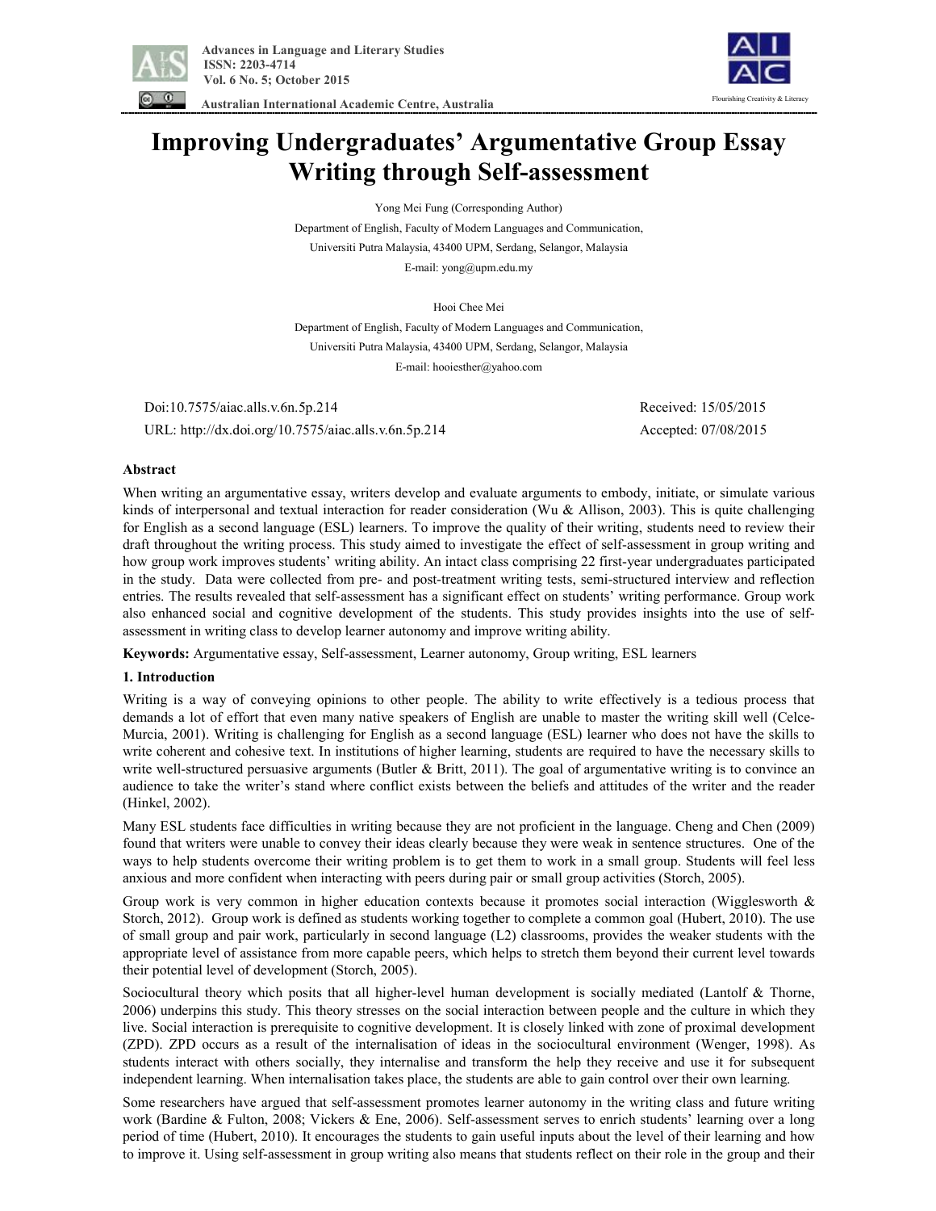# Improving Undergraduates' Argumentative Group Essay Writing through Self-assessment

Yong Mei Fung (Corresponding Author)

Department of English, Faculty of Modern Languages and Communication,

Universiti Putra Malaysia, 43400 UPM, Serdang, Selangor, Malaysia

E-mail: yong@upm.edu.my

Hooi Chee Mei

Department of English, Faculty of Modern Languages and Communication,

Universiti Putra Malaysia, 43400 UPM, Serdang, Selangor, Malaysia

E-mail: hooiesther@yahoo.com

Doi:10.7575/aiac.alls.v.6n.5p.214 | Received: 15/05/2015

URL: http://dx.doi.org/10.7575/aiac.alls.v.6n.5p.214 | Accepted: 07/08/2015

## Abstract

When writing an argumentative essay, writers develop and evaluate arguments to embody, initiate, or simulate various kinds of interpersonal and textual interaction for reader consideration (Wu & Allison, 2003). This is quite challenging for English as a second language (ESL) learners. To improve the quality of their writing, students need to review their draft throughout the writing process. This study aimed to investigate the effect of self-assessment in group writing and how group work improves students' writing ability. An intact class comprising 22 first-year undergraduates participated in the study. Data were collected from pre- and post-treatment writing tests, semi-structured interview and reflection entries. The results revealed that self-assessment has a significant effect on students' writing performance. Group work also enhanced social and cognitive development of the students. This study provides insights into the use of self-assessment in writing class to develop learner autonomy and improve writing ability.

**Keywords:** Argumentative essay, Self-assessment, Learner autonomy, Group writing, ESL learners

## 1. Introduction

Writing is a way of conveying opinions to other people. The ability to write effectively is a tedious process that demands a lot of effort that even many native speakers of English are unable to master the writing skill well (Celce-Murcia, 2001). Writing is challenging for English as a second language (ESL) learner who does not have the skills to write coherent and cohesive text. In institutions of higher learning, students are required to have the necessary skills to write well-structured persuasive arguments (Butler & Britt, 2011). The goal of argumentative writing is to convince an audience to take the writer's stand where conflict exists between the beliefs and attitudes of the writer and the reader (Hinkel, 2002).

Many ESL students face difficulties in writing because they are not proficient in the language. Cheng and Chen (2009) found that writers were unable to convey their ideas clearly because they were weak in sentence structures. One of the ways to help students overcome their writing problem is to get them to work in a small group. Students will feel less anxious and more confident when interacting with peers during pair or small group activities (Storch, 2005).

Group work is very common in higher education contexts because it promotes social interaction (Wigglesworth & Storch, 2012). Group work is defined as students working together to complete a common goal (Hubert, 2010). The use of small group and pair work, particularly in second language (L2) classrooms, provides the weaker students with the appropriate level of assistance from more capable peers, which helps to stretch them beyond their current level towards their potential level of development (Storch, 2005).

Sociocultural theory which posits that all higher-level human development is socially mediated (Lantolf & Thorne, 2006) underpins this study. This theory stresses on the social interaction between people and the culture in which they live. Social interaction is prerequisite to cognitive development. It is closely linked with zone of proximal development (ZPD). ZPD occurs as a result of the internalisation of ideas in the sociocultural environment (Wenger, 1998). As students interact with others socially, they internalise and transform the help they receive and use it for subsequent independent learning. When internalisation takes place, the students are able to gain control over their own learning.

Some researchers have argued that self-assessment promotes learner autonomy in the writing class and future writing work (Bardine & Fulton, 2008; Vickers & Ene, 2006). Self-assessment serves to enrich students' learning over a long period of time (Hubert, 2010). It encourages the students to gain useful inputs about the level of their learning and how to improve it. Using self-assessment in group writing also means that students reflect on their role in the group and their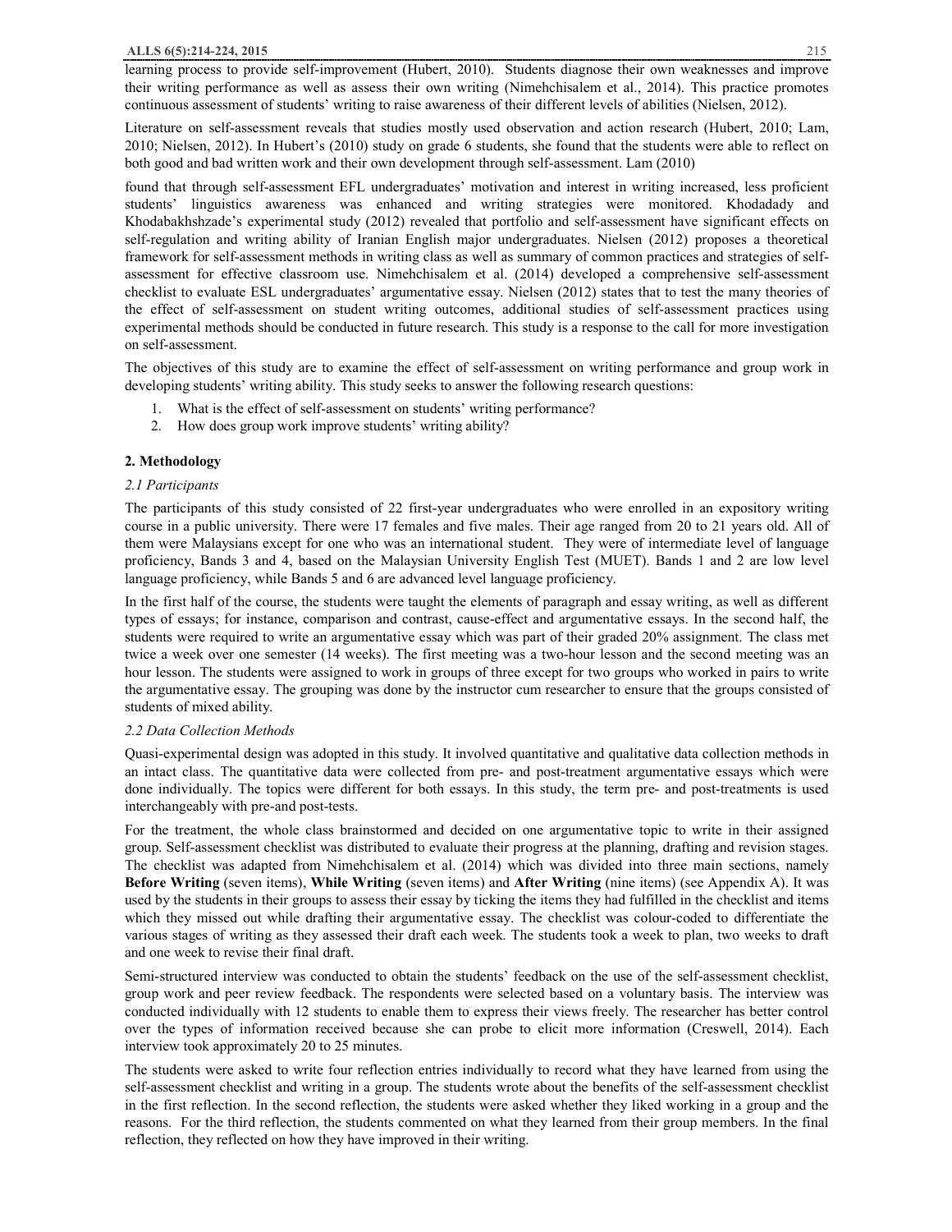learning process to provide self-improvement (Hubert, 2010). Students diagnose their own weaknesses and improve their writing performance as well as assess their own writing (Nimehchisalem et al., 2014). This practice promotes continuous assessment of students' writing to raise awareness of their different levels of abilities (Nielsen, 2012).

Literature on self-assessment reveals that studies mostly used observation and action research (Hubert, 2010; Lam, 2010; Nielsen, 2012). In Hubert's (2010) study on grade 6 students, she found that the students were able to reflect on both good and bad written work and their own development through self-assessment. Lam (2010)

found that through self-assessment EFL undergraduates' motivation and interest in writing increased, less proficient students' linguistics awareness was enhanced and writing strategies were monitored. Khodadady and Khodabakhshzade's experimental study (2012) revealed that portfolio and self-assessment have significant effects on self-regulation and writing ability of Iranian English major undergraduates. Nielsen (2012) proposes a theoretical framework for self-assessment methods in writing class as well as summary of common practices and strategies of self-assessment for effective classroom use. Nimehchisalem et al. (2014) developed a comprehensive self-assessment checklist to evaluate ESL undergraduates' argumentative essay. Nielsen (2012) states that to test the many theories of the effect of self-assessment on student writing outcomes, additional studies of self-assessment practices using experimental methods should be conducted in future research. This study is a response to the call for more investigation on self-assessment.

The objectives of this study are to examine the effect of self-assessment on writing performance and group work in developing students' writing ability. This study seeks to answer the following research questions:

1. What is the effect of self-assessment on students' writing performance?
2. How does group work improve students' writing ability?

## 2. Methodology

### *2.1 Participants*

The participants of this study consisted of 22 first-year undergraduates who were enrolled in an expository writing course in a public university. There were 17 females and five males. Their age ranged from 20 to 21 years old. All of them were Malaysians except for one who was an international student. They were of intermediate level of language proficiency, Bands 3 and 4, based on the Malaysian University English Test (MUET). Bands 1 and 2 are low level language proficiency, while Bands 5 and 6 are advanced level language proficiency.

In the first half of the course, the students were taught the elements of paragraph and essay writing, as well as different types of essays; for instance, comparison and contrast, cause-effect and argumentative essays. In the second half, the students were required to write an argumentative essay which was part of their graded 20% assignment. The class met twice a week over one semester (14 weeks). The first meeting was a two-hour lesson and the second meeting was an hour lesson. The students were assigned to work in groups of three except for two groups who worked in pairs to write the argumentative essay. The grouping was done by the instructor cum researcher to ensure that the groups consisted of students of mixed ability.

### *2.2 Data Collection Methods*

Quasi-experimental design was adopted in this study. It involved quantitative and qualitative data collection methods in an intact class. The quantitative data were collected from pre- and post-treatment argumentative essays which were done individually. The topics were different for both essays. In this study, the term pre- and post-treatments is used interchangeably with pre-and post-tests.

For the treatment, the whole class brainstormed and decided on one argumentative topic to write in their assigned group. Self-assessment checklist was distributed to evaluate their progress at the planning, drafting and revision stages. The checklist was adapted from Nimehchisalem et al. (2014) which was divided into three main sections, namely **Before Writing** (seven items), **While Writing** (seven items) and **After Writing** (nine items) (see Appendix A). It was used by the students in their groups to assess their essay by ticking the items they had fulfilled in the checklist and items which they missed out while drafting their argumentative essay. The checklist was colour-coded to differentiate the various stages of writing as they assessed their draft each week. The students took a week to plan, two weeks to draft and one week to revise their final draft.

Semi-structured interview was conducted to obtain the students' feedback on the use of the self-assessment checklist, group work and peer review feedback. The respondents were selected based on a voluntary basis. The interview was conducted individually with 12 students to enable them to express their views freely. The researcher has better control over the types of information received because she can probe to elicit more information (Creswell, 2014). Each interview took approximately 20 to 25 minutes.

The students were asked to write four reflection entries individually to record what they have learned from using the self-assessment checklist and writing in a group. The students wrote about the benefits of the self-assessment checklist in the first reflection. In the second reflection, the students were asked whether they liked working in a group and the reasons. For the third reflection, the students commented on what they learned from their group members. In the final reflection, they reflected on how they have improved in their writing.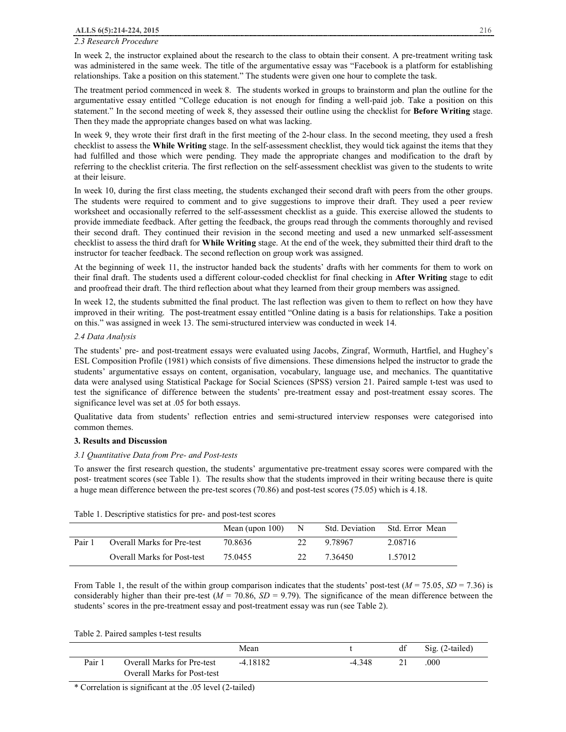### 2.3 Research Procedure

In week 2, the instructor explained about the research to the class to obtain their consent. A pre-treatment writing task was administered in the same week. The title of the argumentative essay was "Facebook is a platform for establishing relationships. Take a position on this statement." The students were given one hour to complete the task.

The treatment period commenced in week 8. The students worked in groups to brainstorm and plan the outline for the argumentative essay entitled "College education is not enough for finding a well-paid job. Take a position on this statement." In the second meeting of week 8, they assessed their outline using the checklist for **Before Writing** stage. Then they made the appropriate changes based on what was lacking.

In week 9, they wrote their first draft in the first meeting of the 2-hour class. In the second meeting, they used a fresh checklist to assess the **While Writing** stage. In the self-assessment checklist, they would tick against the items that they had fulfilled and those which were pending. They made the appropriate changes and modification to the draft by referring to the checklist criteria. The first reflection on the self-assessment checklist was given to the students to write at their leisure.

In week 10, during the first class meeting, the students exchanged their second draft with peers from the other groups. The students were required to comment and to give suggestions to improve their draft. They used a peer review worksheet and occasionally referred to the self-assessment checklist as a guide. This exercise allowed the students to provide immediate feedback. After getting the feedback, the groups read through the comments thoroughly and revised their second draft. They continued their revision in the second meeting and used a new unmarked self-assessment checklist to assess the third draft for **While Writing** stage. At the end of the week, they submitted their third draft to the instructor for teacher feedback. The second reflection on group work was assigned.

At the beginning of week 11, the instructor handed back the students' drafts with her comments for them to work on their final draft. The students used a different colour-coded checklist for final checking in **After Writing** stage to edit and proofread their draft. The third reflection about what they learned from their group members was assigned.

In week 12, the students submitted the final product. The last reflection was given to them to reflect on how they have improved in their writing. The post-treatment essay entitled "Online dating is a basis for relationships. Take a position on this." was assigned in week 13. The semi-structured interview was conducted in week 14.

### 2.4 Data Analysis

The students' pre- and post-treatment essays were evaluated using Jacobs, Zingraf, Wormuth, Hartfiel, and Hughey's ESL Composition Profile (1981) which consists of five dimensions. These dimensions helped the instructor to grade the students' argumentative essays on content, organisation, vocabulary, language use, and mechanics. The quantitative data were analysed using Statistical Package for Social Sciences (SPSS) version 21. Paired sample t-test was used to test the significance of difference between the students' pre-treatment essay and post-treatment essay scores. The significance level was set at .05 for both essays.

Qualitative data from students' reflection entries and semi-structured interview responses were categorised into common themes.

## 3. Results and Discussion

### 3.1 Quantitative Data from Pre- and Post-tests

To answer the first research question, the students' argumentative pre-treatment essay scores were compared with the post- treatment scores (see Table 1). The results show that the students improved in their writing because there is quite a huge mean difference between the pre-test scores (70.86) and post-test scores (75.05) which is 4.18.

Table 1. Descriptive statistics for pre- and post-test scores

| | | Mean (upon 100) | N | Std. Deviation | Std. Error Mean |
|---|---|---|---|---|---|
| Pair 1 | Overall Marks for Pre-test | 70.8636 | 22 | 9.78967 | 2.08716 |
| | Overall Marks for Post-test | 75.0455 | 22 | 7.36450 | 1.57012 |

From Table 1, the result of the within group comparison indicates that the students' post-test ($M$ = 75.05, $SD$ = 7.36) is considerably higher than their pre-test ($M$ = 70.86, $SD$ = 9.79). The significance of the mean difference between the students' scores in the pre-treatment essay and post-treatment essay was run (see Table 2).

Table 2. Paired samples t-test results

| | | Mean | t | df | Sig. (2-tailed) |
|---|---|---|---|---|---|
| Pair 1 | Overall Marks for Pre-test Overall Marks for Post-test | -4.18182 | -4.348 | 21 | .000 |

* Correlation is significant at the .05 level (2-tailed)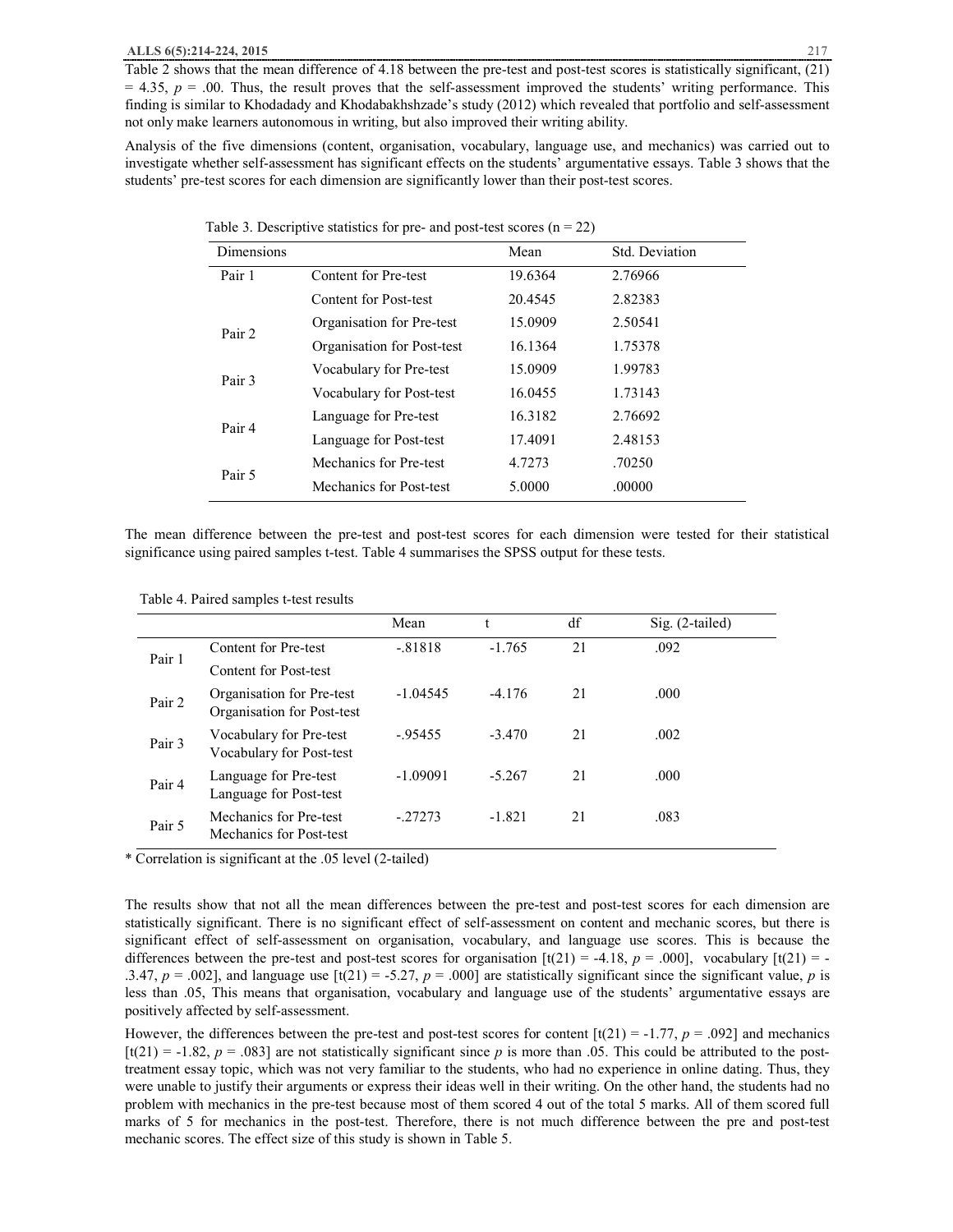Table 2 shows that the mean difference of 4.18 between the pre-test and post-test scores is statistically significant, (21) = 4.35, *p* = .00. Thus, the result proves that the self-assessment improved the students' writing performance. This finding is similar to Khodadady and Khodabakhshzade's study (2012) which revealed that portfolio and self-assessment not only make learners autonomous in writing, but also improved their writing ability.

Analysis of the five dimensions (content, organisation, vocabulary, language use, and mechanics) was carried out to investigate whether self-assessment has significant effects on the students' argumentative essays. Table 3 shows that the students' pre-test scores for each dimension are significantly lower than their post-test scores.

Table 3. Descriptive statistics for pre- and post-test scores (n = 22)

| Dimensions | | Mean | Std. Deviation |
|---|---|---|---|
| Pair 1 | Content for Pre-test | 19.6364 | 2.76966 |
| | Content for Post-test | 20.4545 | 2.82383 |
| Pair 2 | Organisation for Pre-test | 15.0909 | 2.50541 |
| | Organisation for Post-test | 16.1364 | 1.75378 |
| Pair 3 | Vocabulary for Pre-test | 15.0909 | 1.99783 |
| | Vocabulary for Post-test | 16.0455 | 1.73143 |
| Pair 4 | Language for Pre-test | 16.3182 | 2.76692 |
| | Language for Post-test | 17.4091 | 2.48153 |
| Pair 5 | Mechanics for Pre-test | 4.7273 | .70250 |
| | Mechanics for Post-test | 5.0000 | .00000 |

The mean difference between the pre-test and post-test scores for each dimension were tested for their statistical significance using paired samples t-test. Table 4 summarises the SPSS output for these tests.

Table 4. Paired samples t-test results

| | | Mean | t | df | Sig. (2-tailed) |
|---|---|---|---|---|---|
| Pair 1 | Content for Pre-test<br>Content for Post-test | -.81818 | -1.765 | 21 | .092 |
| Pair 2 | Organisation for Pre-test<br>Organisation for Post-test | -1.04545 | -4.176 | 21 | .000 |
| Pair 3 | Vocabulary for Pre-test<br>Vocabulary for Post-test | -.95455 | -3.470 | 21 | .002 |
| Pair 4 | Language for Pre-test<br>Language for Post-test | -1.09091 | -5.267 | 21 | .000 |
| Pair 5 | Mechanics for Pre-test<br>Mechanics for Post-test | -.27273 | -1.821 | 21 | .083 |

\* Correlation is significant at the .05 level (2-tailed)

The results show that not all the mean differences between the pre-test and post-test scores for each dimension are statistically significant. There is no significant effect of self-assessment on content and mechanic scores, but there is significant effect of self-assessment on organisation, vocabulary, and language use scores. This is because the differences between the pre-test and post-test scores for organisation [t(21) = -4.18, *p* = .000], vocabulary [t(21) = -.3.47, *p* = .002], and language use [t(21) = -5.27, *p* = .000] are statistically significant since the significant value, *p* is less than .05, This means that organisation, vocabulary and language use of the students' argumentative essays are positively affected by self-assessment.

However, the differences between the pre-test and post-test scores for content [t(21) = -1.77, *p* = .092] and mechanics [t(21) = -1.82, *p* = .083] are not statistically significant since *p* is more than .05. This could be attributed to the post-treatment essay topic, which was not very familiar to the students, who had no experience in online dating. Thus, they were unable to justify their arguments or express their ideas well in their writing. On the other hand, the students had no problem with mechanics in the pre-test because most of them scored 4 out of the total 5 marks. All of them scored full marks of 5 for mechanics in the post-test. Therefore, there is not much difference between the pre and post-test mechanic scores. The effect size of this study is shown in Table 5.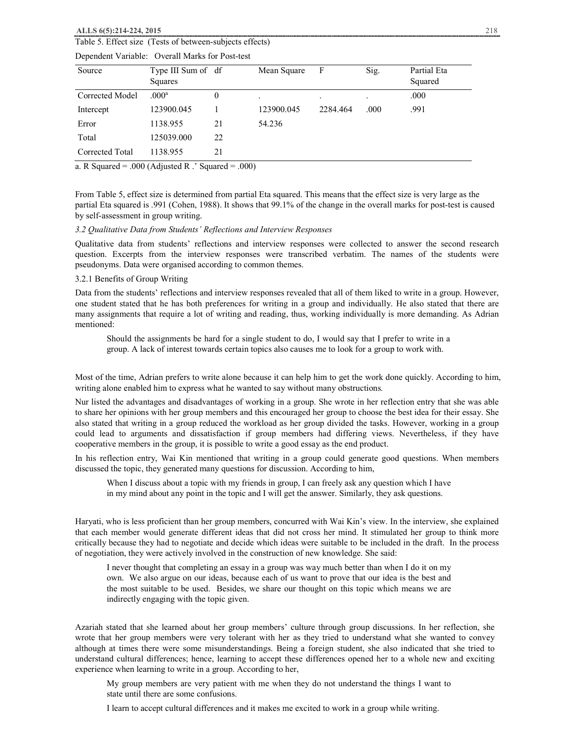Table 5. Effect size (Tests of between-subjects effects)

Dependent Variable: Overall Marks for Post-test

| Source | Type III Sum of Squares | df | Mean Square | F | Sig. | Partial Eta Squared |
|---|---|---|---|---|---|---|
| Corrected Model | .000[a] | 0 | . | . | . | .000 |
| Intercept | 123900.045 | 1 | 123900.045 | 2284.464 | .000 | .991 |
| Error | 1138.955 | 21 | 54.236 | | | |
| Total | 125039.000 | 22 | | | | |
| Corrected Total | 1138.955 | 21 | | | | |

a. R Squared = .000 (Adjusted R .' Squared = .000)

From Table 5, effect size is determined from partial Eta squared. This means that the effect size is very large as the partial Eta squared is .991 (Cohen, 1988). It shows that 99.1% of the change in the overall marks for post-test is caused by self-assessment in group writing.

### *3.2 Qualitative Data from Students' Reflections and Interview Responses*

Qualitative data from students' reflections and interview responses were collected to answer the second research question. Excerpts from the interview responses were transcribed verbatim. The names of the students were pseudonyms. Data were organised according to common themes.

#### 3.2.1 Benefits of Group Writing

Data from the students' reflections and interview responses revealed that all of them liked to write in a group. However, one student stated that he has both preferences for writing in a group and individually. He also stated that there are many assignments that require a lot of writing and reading, thus, working individually is more demanding. As Adrian mentioned:

> Should the assignments be hard for a single student to do, I would say that I prefer to write in a group. A lack of interest towards certain topics also causes me to look for a group to work with.

Most of the time, Adrian prefers to write alone because it can help him to get the work done quickly. According to him, writing alone enabled him to express what he wanted to say without many obstructions*.*

Nur listed the advantages and disadvantages of working in a group. She wrote in her reflection entry that she was able to share her opinions with her group members and this encouraged her group to choose the best idea for their essay. She also stated that writing in a group reduced the workload as her group divided the tasks. However, working in a group could lead to arguments and dissatisfaction if group members had differing views. Nevertheless, if they have cooperative members in the group, it is possible to write a good essay as the end product.

In his reflection entry, Wai Kin mentioned that writing in a group could generate good questions. When members discussed the topic, they generated many questions for discussion. According to him,

> When I discuss about a topic with my friends in group, I can freely ask any question which I have in my mind about any point in the topic and I will get the answer. Similarly, they ask questions.

Haryati, who is less proficient than her group members, concurred with Wai Kin's view. In the interview, she explained that each member would generate different ideas that did not cross her mind. It stimulated her group to think more critically because they had to negotiate and decide which ideas were suitable to be included in the draft. In the process of negotiation, they were actively involved in the construction of new knowledge. She said:

> I never thought that completing an essay in a group was way much better than when I do it on my own. We also argue on our ideas, because each of us want to prove that our idea is the best and the most suitable to be used. Besides, we share our thought on this topic which means we are indirectly engaging with the topic given.

Azariah stated that she learned about her group members' culture through group discussions. In her reflection, she wrote that her group members were very tolerant with her as they tried to understand what she wanted to convey although at times there were some misunderstandings. Being a foreign student, she also indicated that she tried to understand cultural differences; hence, learning to accept these differences opened her to a whole new and exciting experience when learning to write in a group. According to her,

> My group members are very patient with me when they do not understand the things I want to state until there are some confusions.
>
> I learn to accept cultural differences and it makes me excited to work in a group while writing.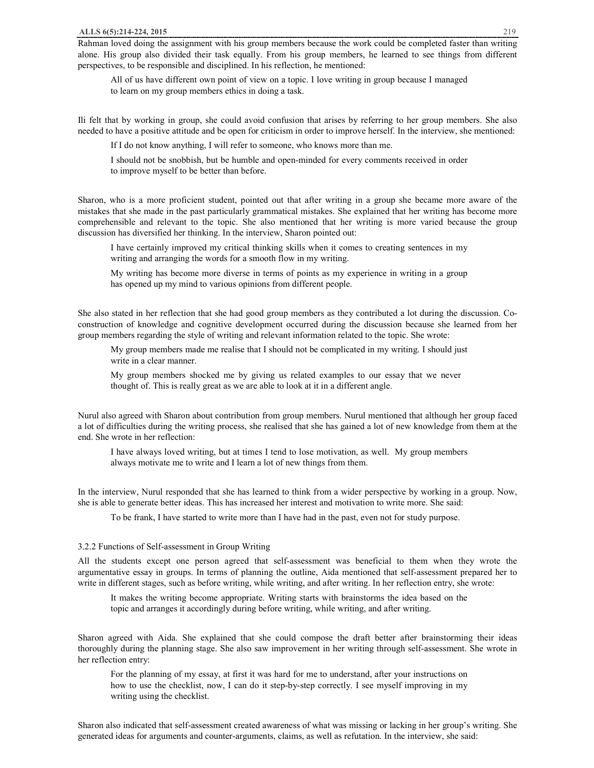Rahman loved doing the assignment with his group members because the work could be completed faster than writing alone. His group also divided their task equally. From his group members, he learned to see things from different perspectives, to be responsible and disciplined. In his reflection, he mentioned:

> All of us have different own point of view on a topic. I love writing in group because I managed to learn on my group members ethics in doing a task.

Ili felt that by working in group, she could avoid confusion that arises by referring to her group members. She also needed to have a positive attitude and be open for criticism in order to improve herself. In the interview, she mentioned:

> If I do not know anything, I will refer to someone, who knows more than me.
>
> I should not be snobbish, but be humble and open-minded for every comments received in order to improve myself to be better than before.

Sharon, who is a more proficient student, pointed out that after writing in a group she became more aware of the mistakes that she made in the past particularly grammatical mistakes. She explained that her writing has become more comprehensible and relevant to the topic. She also mentioned that her writing is more varied because the group discussion has diversified her thinking. In the interview, Sharon pointed out:

> I have certainly improved my critical thinking skills when it comes to creating sentences in my writing and arranging the words for a smooth flow in my writing.
>
> My writing has become more diverse in terms of points as my experience in writing in a group has opened up my mind to various opinions from different people.

She also stated in her reflection that she had good group members as they contributed a lot during the discussion. Co-construction of knowledge and cognitive development occurred during the discussion because she learned from her group members regarding the style of writing and relevant information related to the topic. She wrote:

> My group members made me realise that I should not be complicated in my writing. I should just write in a clear manner.
>
> My group members shocked me by giving us related examples to our essay that we never thought of. This is really great as we are able to look at it in a different angle.

Nurul also agreed with Sharon about contribution from group members. Nurul mentioned that although her group faced a lot of difficulties during the writing process, she realised that she has gained a lot of new knowledge from them at the end. She wrote in her reflection:

> I have always loved writing, but at times I tend to lose motivation, as well. My group members always motivate me to write and I learn a lot of new things from them.

In the interview, Nurul responded that she has learned to think from a wider perspective by working in a group. Now, she is able to generate better ideas. This has increased her interest and motivation to write more. She said:

> To be frank, I have started to write more than I have had in the past, even not for study purpose.

#### 3.2.2 Functions of Self-assessment in Group Writing

All the students except one person agreed that self-assessment was beneficial to them when they wrote the argumentative essay in groups. In terms of planning the outline, Aida mentioned that self-assessment prepared her to write in different stages, such as before writing, while writing, and after writing. In her reflection entry, she wrote:

> It makes the writing become appropriate. Writing starts with brainstorms the idea based on the topic and arranges it accordingly during before writing, while writing, and after writing.

Sharon agreed with Aida. She explained that she could compose the draft better after brainstorming their ideas thoroughly during the planning stage. She also saw improvement in her writing through self-assessment. She wrote in her reflection entry:

> For the planning of my essay, at first it was hard for me to understand, after your instructions on how to use the checklist, now, I can do it step-by-step correctly. I see myself improving in my writing using the checklist.

Sharon also indicated that self-assessment created awareness of what was missing or lacking in her group's writing. She generated ideas for arguments and counter-arguments, claims, as well as refutation. In the interview, she said: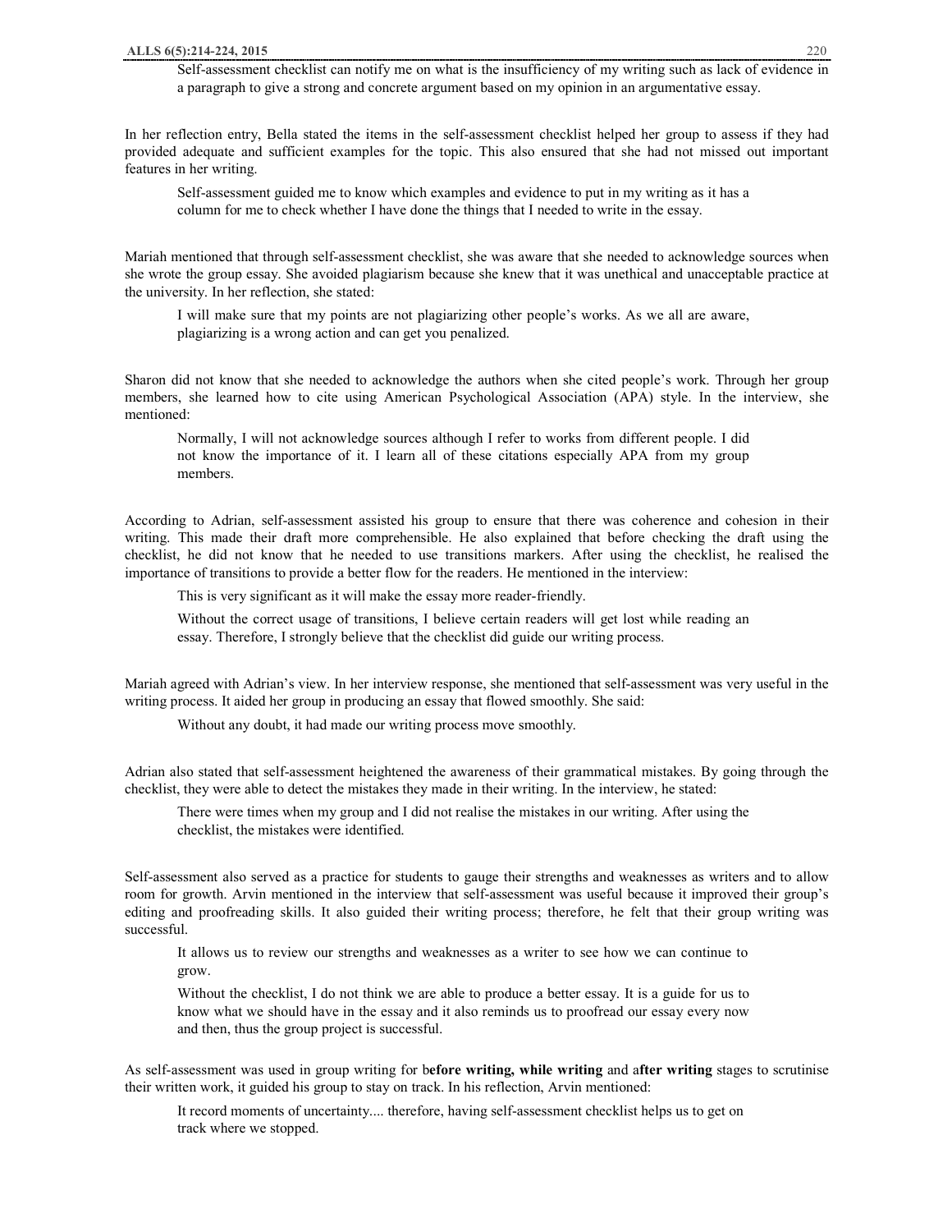> Self-assessment checklist can notify me on what is the insufficiency of my writing such as lack of evidence in a paragraph to give a strong and concrete argument based on my opinion in an argumentative essay.

In her reflection entry, Bella stated the items in the self-assessment checklist helped her group to assess if they had provided adequate and sufficient examples for the topic. This also ensured that she had not missed out important features in her writing.

> Self-assessment guided me to know which examples and evidence to put in my writing as it has a column for me to check whether I have done the things that I needed to write in the essay.

Mariah mentioned that through self-assessment checklist, she was aware that she needed to acknowledge sources when she wrote the group essay. She avoided plagiarism because she knew that it was unethical and unacceptable practice at the university. In her reflection, she stated:

> I will make sure that my points are not plagiarizing other people's works. As we all are aware, plagiarizing is a wrong action and can get you penalized.

Sharon did not know that she needed to acknowledge the authors when she cited people's work. Through her group members, she learned how to cite using American Psychological Association (APA) style. In the interview, she mentioned:

> Normally, I will not acknowledge sources although I refer to works from different people. I did not know the importance of it. I learn all of these citations especially APA from my group members.

According to Adrian, self-assessment assisted his group to ensure that there was coherence and cohesion in their writing. This made their draft more comprehensible. He also explained that before checking the draft using the checklist, he did not know that he needed to use transitions markers. After using the checklist, he realised the importance of transitions to provide a better flow for the readers. He mentioned in the interview:

> This is very significant as it will make the essay more reader-friendly.
>
> Without the correct usage of transitions, I believe certain readers will get lost while reading an essay. Therefore, I strongly believe that the checklist did guide our writing process.

Mariah agreed with Adrian's view. In her interview response, she mentioned that self-assessment was very useful in the writing process. It aided her group in producing an essay that flowed smoothly. She said:

> Without any doubt, it had made our writing process move smoothly.

Adrian also stated that self-assessment heightened the awareness of their grammatical mistakes. By going through the checklist, they were able to detect the mistakes they made in their writing. In the interview, he stated:

> There were times when my group and I did not realise the mistakes in our writing. After using the checklist, the mistakes were identified.

Self-assessment also served as a practice for students to gauge their strengths and weaknesses as writers and to allow room for growth. Arvin mentioned in the interview that self-assessment was useful because it improved their group's editing and proofreading skills. It also guided their writing process; therefore, he felt that their group writing was successful.

> It allows us to review our strengths and weaknesses as a writer to see how we can continue to grow.
>
> Without the checklist, I do not think we are able to produce a better essay. It is a guide for us to know what we should have in the essay and it also reminds us to proofread our essay every now and then, thus the group project is successful.

As self-assessment was used in group writing for b**efore writing, while writing** and a**fter writing** stages to scrutinise their written work, it guided his group to stay on track. In his reflection, Arvin mentioned:

> It record moments of uncertainty.... therefore, having self-assessment checklist helps us to get on track where we stopped.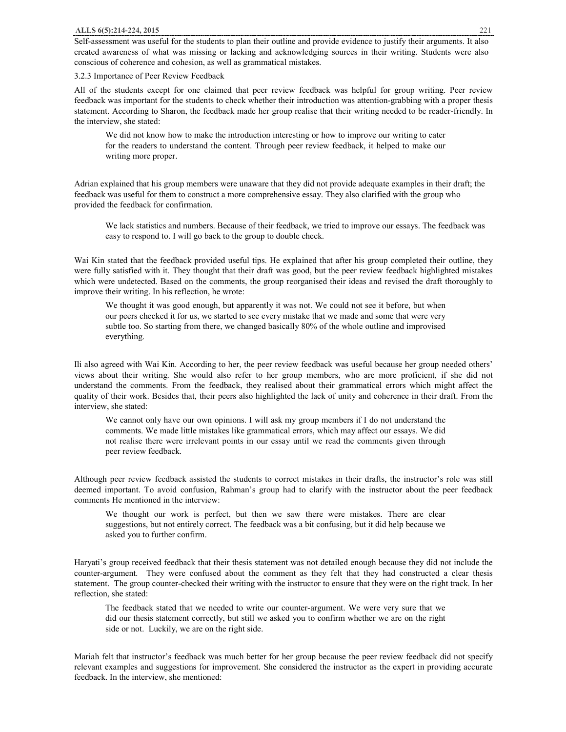Self-assessment was useful for the students to plan their outline and provide evidence to justify their arguments. It also created awareness of what was missing or lacking and acknowledging sources in their writing. Students were also conscious of coherence and cohesion, as well as grammatical mistakes.

### 3.2.3 Importance of Peer Review Feedback

All of the students except for one claimed that peer review feedback was helpful for group writing. Peer review feedback was important for the students to check whether their introduction was attention-grabbing with a proper thesis statement. According to Sharon, the feedback made her group realise that their writing needed to be reader-friendly. In the interview, she stated:

> We did not know how to make the introduction interesting or how to improve our writing to cater for the readers to understand the content. Through peer review feedback, it helped to make our writing more proper.

Adrian explained that his group members were unaware that they did not provide adequate examples in their draft; the feedback was useful for them to construct a more comprehensive essay. They also clarified with the group who provided the feedback for confirmation.

> We lack statistics and numbers. Because of their feedback, we tried to improve our essays. The feedback was easy to respond to. I will go back to the group to double check.

Wai Kin stated that the feedback provided useful tips. He explained that after his group completed their outline, they were fully satisfied with it. They thought that their draft was good, but the peer review feedback highlighted mistakes which were undetected. Based on the comments, the group reorganised their ideas and revised the draft thoroughly to improve their writing. In his reflection, he wrote:

> We thought it was good enough, but apparently it was not. We could not see it before, but when our peers checked it for us, we started to see every mistake that we made and some that were very subtle too. So starting from there, we changed basically 80% of the whole outline and improvised everything.

Ili also agreed with Wai Kin. According to her, the peer review feedback was useful because her group needed others' views about their writing. She would also refer to her group members, who are more proficient, if she did not understand the comments. From the feedback, they realised about their grammatical errors which might affect the quality of their work. Besides that, their peers also highlighted the lack of unity and coherence in their draft. From the interview, she stated:

> We cannot only have our own opinions. I will ask my group members if I do not understand the comments. We made little mistakes like grammatical errors, which may affect our essays. We did not realise there were irrelevant points in our essay until we read the comments given through peer review feedback.

Although peer review feedback assisted the students to correct mistakes in their drafts, the instructor's role was still deemed important. To avoid confusion, Rahman's group had to clarify with the instructor about the peer feedback comments He mentioned in the interview:

> We thought our work is perfect, but then we saw there were mistakes. There are clear suggestions, but not entirely correct. The feedback was a bit confusing, but it did help because we asked you to further confirm.

Haryati's group received feedback that their thesis statement was not detailed enough because they did not include the counter-argument. They were confused about the comment as they felt that they had constructed a clear thesis statement. The group counter-checked their writing with the instructor to ensure that they were on the right track. In her reflection, she stated:

> The feedback stated that we needed to write our counter-argument. We were very sure that we did our thesis statement correctly, but still we asked you to confirm whether we are on the right side or not. Luckily, we are on the right side.

Mariah felt that instructor's feedback was much better for her group because the peer review feedback did not specify relevant examples and suggestions for improvement. She considered the instructor as the expert in providing accurate feedback. In the interview, she mentioned: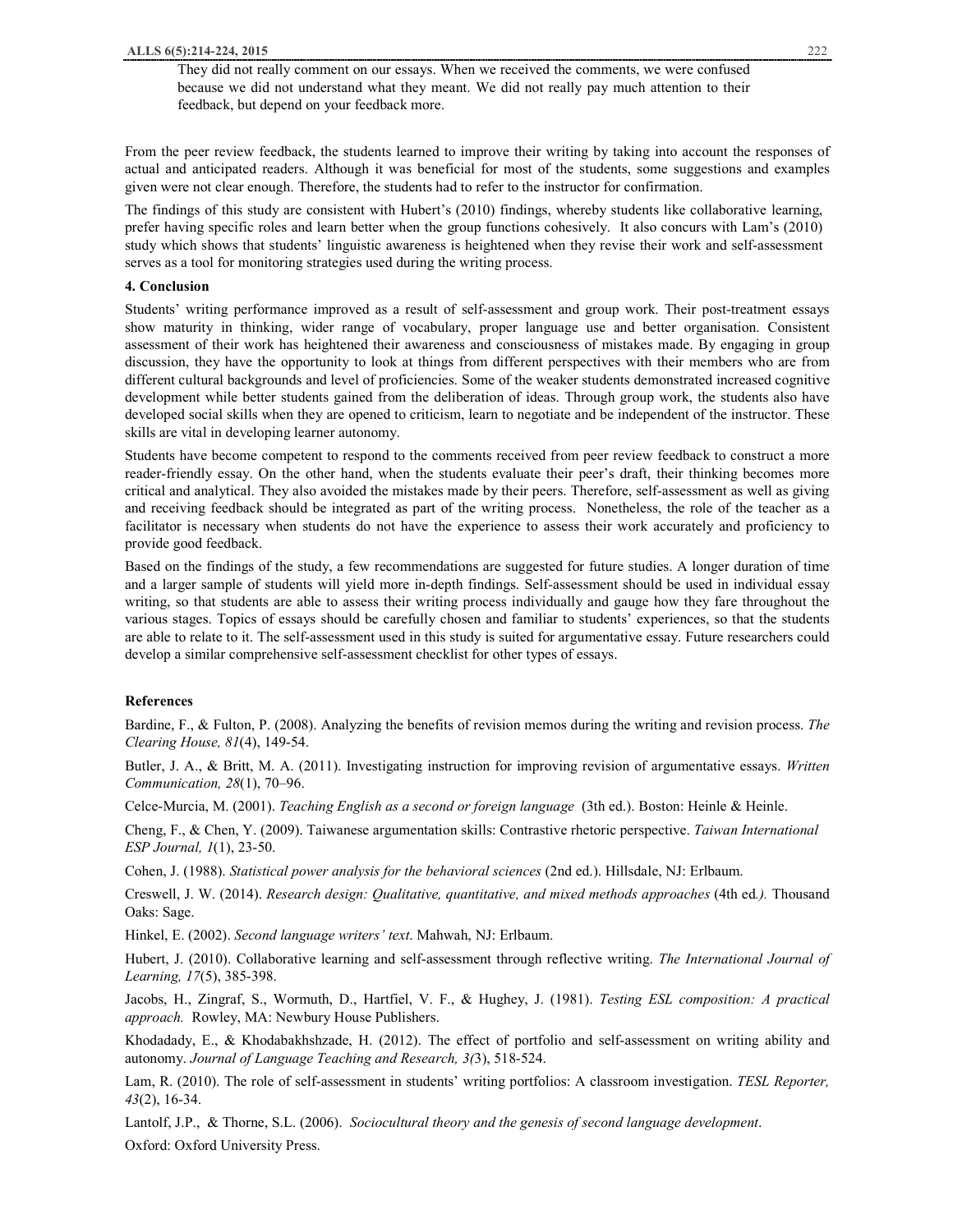> They did not really comment on our essays. When we received the comments, we were confused because we did not understand what they meant. We did not really pay much attention to their feedback, but depend on your feedback more.

From the peer review feedback, the students learned to improve their writing by taking into account the responses of actual and anticipated readers. Although it was beneficial for most of the students, some suggestions and examples given were not clear enough. Therefore, the students had to refer to the instructor for confirmation.

The findings of this study are consistent with Hubert's (2010) findings, whereby students like collaborative learning, prefer having specific roles and learn better when the group functions cohesively. It also concurs with Lam's (2010) study which shows that students' linguistic awareness is heightened when they revise their work and self-assessment serves as a tool for monitoring strategies used during the writing process.

## 4. Conclusion

Students' writing performance improved as a result of self-assessment and group work. Their post-treatment essays show maturity in thinking, wider range of vocabulary, proper language use and better organisation. Consistent assessment of their work has heightened their awareness and consciousness of mistakes made. By engaging in group discussion, they have the opportunity to look at things from different perspectives with their members who are from different cultural backgrounds and level of proficiencies. Some of the weaker students demonstrated increased cognitive development while better students gained from the deliberation of ideas. Through group work, the students also have developed social skills when they are opened to criticism, learn to negotiate and be independent of the instructor. These skills are vital in developing learner autonomy.

Students have become competent to respond to the comments received from peer review feedback to construct a more reader-friendly essay. On the other hand, when the students evaluate their peer's draft, their thinking becomes more critical and analytical. They also avoided the mistakes made by their peers. Therefore, self-assessment as well as giving and receiving feedback should be integrated as part of the writing process. Nonetheless, the role of the teacher as a facilitator is necessary when students do not have the experience to assess their work accurately and proficiency to provide good feedback.

Based on the findings of the study, a few recommendations are suggested for future studies. A longer duration of time and a larger sample of students will yield more in-depth findings. Self-assessment should be used in individual essay writing, so that students are able to assess their writing process individually and gauge how they fare throughout the various stages. Topics of essays should be carefully chosen and familiar to students' experiences, so that the students are able to relate to it. The self-assessment used in this study is suited for argumentative essay. Future researchers could develop a similar comprehensive self-assessment checklist for other types of essays.

## References

Bardine, F., & Fulton, P. (2008). Analyzing the benefits of revision memos during the writing and revision process. *The Clearing House, 81*(4), 149-54.

Butler, J. A., & Britt, M. A. (2011). Investigating instruction for improving revision of argumentative essays. *Written Communication, 28*(1), 70–96.

Celce-Murcia, M. (2001). *Teaching English as a second or foreign language* (3th ed.). Boston: Heinle & Heinle.

Cheng, F., & Chen, Y. (2009). Taiwanese argumentation skills: Contrastive rhetoric perspective. *Taiwan International ESP Journal, 1*(1), 23-50.

Cohen, J. (1988). *Statistical power analysis for the behavioral sciences* (2nd ed.). Hillsdale, NJ: Erlbaum.

Creswell, J. W. (2014). *Research design: Qualitative, quantitative, and mixed methods approaches* (4th ed*.).* Thousand Oaks: Sage.

Hinkel, E. (2002). *Second language writers' text*. Mahwah, NJ: Erlbaum.

Hubert, J. (2010). Collaborative learning and self-assessment through reflective writing. *The International Journal of Learning, 17*(5), 385-398.

Jacobs, H., Zingraf, S., Wormuth, D., Hartfiel, V. F., & Hughey, J. (1981). *Testing ESL composition: A practical approach.* Rowley, MA: Newbury House Publishers.

Khodadady, E., & Khodabakhshzade, H. (2012). The effect of portfolio and self-assessment on writing ability and autonomy. *Journal of Language Teaching and Research, 3(*3), 518-524.

Lam, R. (2010). The role of self-assessment in students' writing portfolios: A classroom investigation. *TESL Reporter, 43*(2), 16-34.

Lantolf, J.P., & Thorne, S.L. (2006). *Sociocultural theory and the genesis of second language development*. Oxford: Oxford University Press.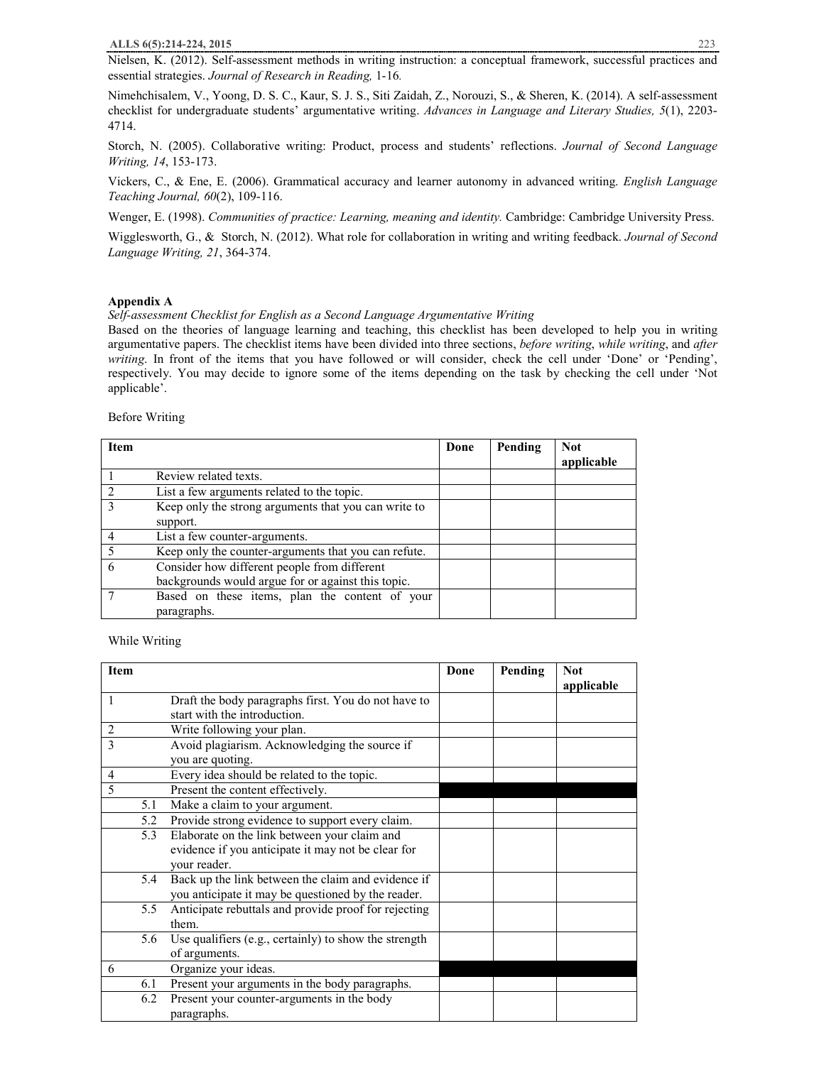Nielsen, K. (2012). Self-assessment methods in writing instruction: a conceptual framework, successful practices and essential strategies. *Journal of Research in Reading,* 1-16.

Nimehchisalem, V., Yoong, D. S. C., Kaur, S. J. S., Siti Zaidah, Z., Norouzi, S., & Sheren, K. (2014). A self-assessment checklist for undergraduate students' argumentative writing. *Advances in Language and Literary Studies, 5*(1), 2203-4714.

Storch, N. (2005). Collaborative writing: Product, process and students' reflections. *Journal of Second Language Writing, 14*, 153-173.

Vickers, C., & Ene, E. (2006). Grammatical accuracy and learner autonomy in advanced writing. *English Language Teaching Journal, 60*(2), 109-116.

Wenger, E. (1998). *Communities of practice: Learning, meaning and identity.* Cambridge: Cambridge University Press.

Wigglesworth, G., & Storch, N. (2012). What role for collaboration in writing and writing feedback. *Journal of Second Language Writing, 21*, 364-374.

**Appendix A**

*Self-assessment Checklist for English as a Second Language Argumentative Writing*

Based on the theories of language learning and teaching, this checklist has been developed to help you in writing argumentative papers. The checklist items have been divided into three sections, *before writing*, *while writing*, and *after writing*. In front of the items that you have followed or will consider, check the cell under 'Done' or 'Pending', respectively. You may decide to ignore some of the items depending on the task by checking the cell under 'Not applicable'.

Before Writing

| Item | | Done | Pending | Not applicable |
|---|---|---|---|---|
| 1 | Review related texts. | | | |
| 2 | List a few arguments related to the topic. | | | |
| 3 | Keep only the strong arguments that you can write to support. | | | |
| 4 | List a few counter-arguments. | | | |
| 5 | Keep only the counter-arguments that you can refute. | | | |
| 6 | Consider how different people from different backgrounds would argue for or against this topic. | | | |
| 7 | Based on these items, plan the content of your paragraphs. | | | |

While Writing

| Item | | Done | Pending | Not applicable |
|---|---|---|---|---|
| 1 | Draft the body paragraphs first. You do not have to start with the introduction. | | | |
| 2 | Write following your plan. | | | |
| 3 | Avoid plagiarism. Acknowledging the source if you are quoting. | | | |
| 4 | Every idea should be related to the topic. | | | |
| 5 | Present the content effectively. | | | |
| 5.1 | Make a claim to your argument. | | | |
| 5.2 | Provide strong evidence to support every claim. | | | |
| 5.3 | Elaborate on the link between your claim and evidence if you anticipate it may not be clear for your reader. | | | |
| 5.4 | Back up the link between the claim and evidence if you anticipate it may be questioned by the reader. | | | |
| 5.5 | Anticipate rebuttals and provide proof for rejecting them. | | | |
| 5.6 | Use qualifiers (e.g., certainly) to show the strength of arguments. | | | |
| 6 | Organize your ideas. | | | |
| 6.1 | Present your arguments in the body paragraphs. | | | |
| 6.2 | Present your counter-arguments in the body paragraphs. | | | |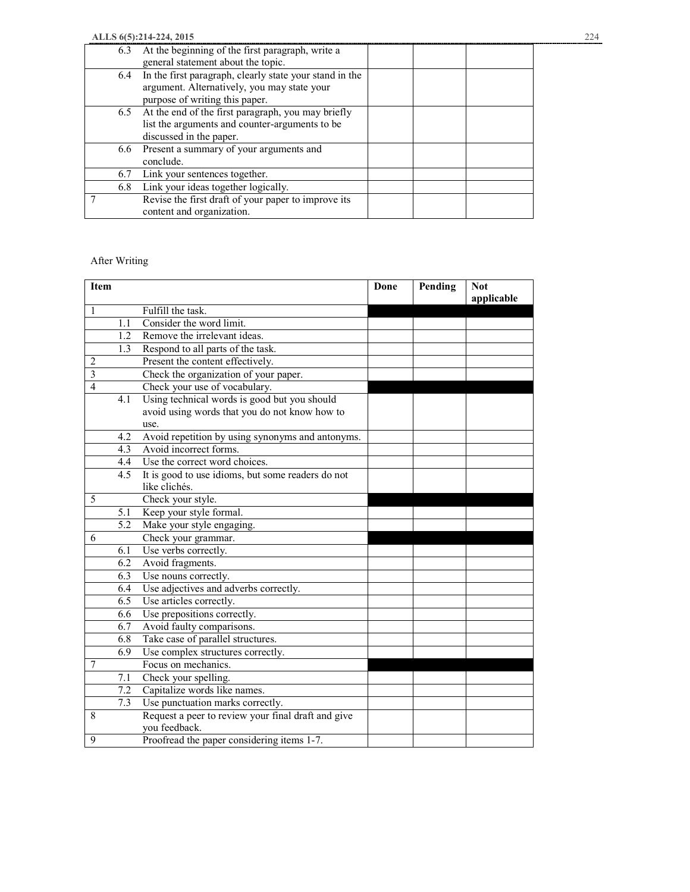| | | | | |
|---|---|---|---|---|
| | 6.3 At the beginning of the first paragraph, write a general statement about the topic. | | | |
| | 6.4 In the first paragraph, clearly state your stand in the argument. Alternatively, you may state your purpose of writing this paper. | | | |
| | 6.5 At the end of the first paragraph, you may briefly list the arguments and counter-arguments to be discussed in the paper. | | | |
| | 6.6 Present a summary of your arguments and conclude. | | | |
| | 6.7 Link your sentences together. | | | |
| | 6.8 Link your ideas together logically. | | | |
| 7 | Revise the first draft of your paper to improve its content and organization. | | | |

After Writing

| Item | | Done | Pending | Not applicable |
|---|---|---|---|---|
| 1 | Fulfill the task. | | | |
| 1.1 | Consider the word limit. | | | |
| 1.2 | Remove the irrelevant ideas. | | | |
| 1.3 | Respond to all parts of the task. | | | |
| 2 | Present the content effectively. | | | |
| 3 | Check the organization of your paper. | | | |
| 4 | Check your use of vocabulary. | | | |
| 4.1 | Using technical words is good but you should avoid using words that you do not know how to use. | | | |
| 4.2 | Avoid repetition by using synonyms and antonyms. | | | |
| 4.3 | Avoid incorrect forms. | | | |
| 4.4 | Use the correct word choices. | | | |
| 4.5 | It is good to use idioms, but some readers do not like clichés. | | | |
| 5 | Check your style. | | | |
| 5.1 | Keep your style formal. | | | |
| 5.2 | Make your style engaging. | | | |
| 6 | Check your grammar. | | | |
| 6.1 | Use verbs correctly. | | | |
| 6.2 | Avoid fragments. | | | |
| 6.3 | Use nouns correctly. | | | |
| 6.4 | Use adjectives and adverbs correctly. | | | |
| 6.5 | Use articles correctly. | | | |
| 6.6 | Use prepositions correctly. | | | |
| 6.7 | Avoid faulty comparisons. | | | |
| 6.8 | Take case of parallel structures. | | | |
| 6.9 | Use complex structures correctly. | | | |
| 7 | Focus on mechanics. | | | |
| 7.1 | Check your spelling. | | | |
| 7.2 | Capitalize words like names. | | | |
| 7.3 | Use punctuation marks correctly. | | | |
| 8 | Request a peer to review your final draft and give you feedback. | | | |
| 9 | Proofread the paper considering items 1-7. | | | |